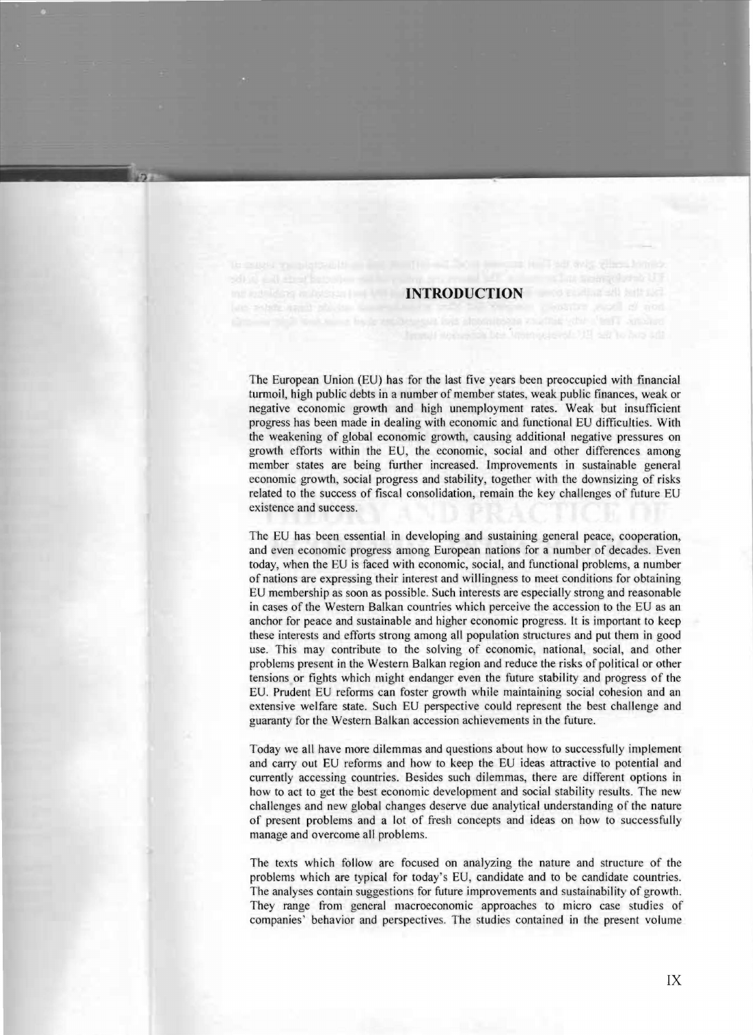# INTRODUCTION

The European Union (EU) has for the last five years been preoccupied with financial turmoil, high public debts in a number of member states, weak public finances, weak or negative economic growth and high unemployment rates. Weak but insufficient progress has been made in dealing with economic and functional EU difficulties. With the weakening of global economic growth, causing additional negative pressures on growth efforts within the EU, the economic, social and other differences among member states are being further increased. Improvements in sustainable general economic growth, social progress and stability, together with the downsizing of risks related to the success of fiscal consolidation, remain the key challenges of future EU existence and success.

The EU has been essential in developing and sustaining general peace, cooperation, and even economic progress among European nations for a number of decades. Even today, when the EU is faced with economic, social, and functional problems, a number of nations are expressing their interest and willingness to meet conditions for obtaining EU membership as soon as possible. Such interests are especially strong and reasonable in cases of the Western Balkan countries which perceive the accession to the EU as an anchor for peace and sustainable and higher economic progress. It is important to keep these interests and efforts strong among all population structures and put them in good use. This may contribute to the solving of economic, national, social, and other problems present in the Western Balkan region and reduce the risks of political or other tensions or fights which might endanger even the future stability and progress of the EU. Prudent EU reforms can foster growth while maintaining social cohesion and an extensive welfare state. Such EU perspective could represent the best challenge and guaranty for the Western Balkan accession achievements in the future.

Today we all have more dilemmas and questions about how to successfully implement and carry out EU reforms and how to keep the EU ideas attractive to potential and currently accessing countries. Besides such dilemmas, there are different options in how to act to get the best economic development and social stability results. The new challenges and new global changes deserve due analytical understanding of the nature of present problems and a lot of fresh concepts and ideas on how to successfully manage and overcome all problems.

The texts which follow are focused on analyzing the nature and structure of the problems which are typical for today's EU, candidate and to be candidate countries. The analyses contain suggestions for future improvements and sustainability of growth. They range from general macroeconomic approaches to micro case studies of companies' behavior and perspectives. The studies contained in the present volume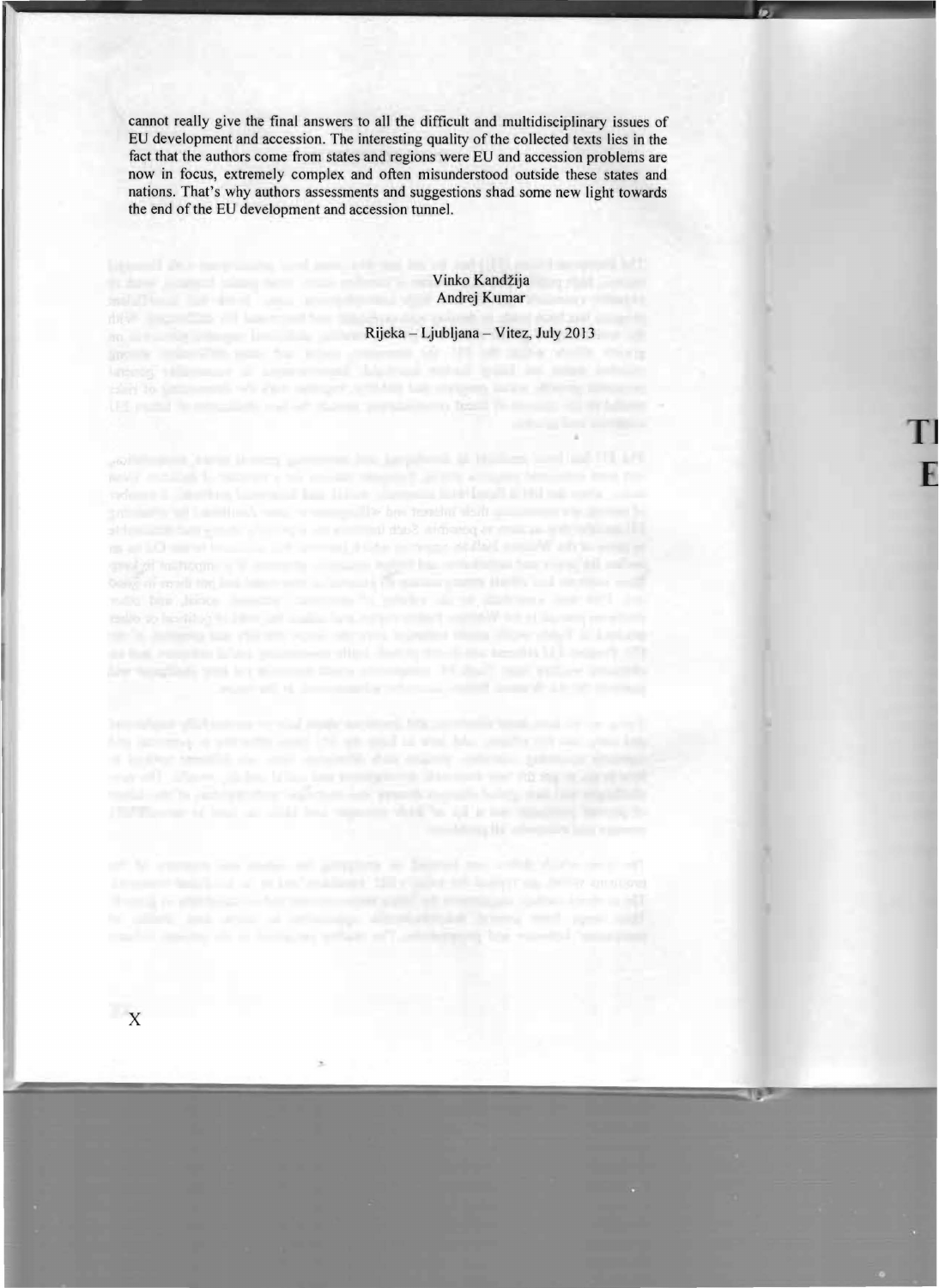cannot really give the final answers to all the difficult and multidisciplinary issues of EU development and accession. The interesting quality of the collected texts lies in the fact that the authors come from states and regions were EU and accession problems are now in focus, extremely complex and often misunderstood outside these states and nations. That's why authors assessments and suggestions shad some new light towards the end of the EU development and accession tunnel.

Vinko Kandžija
Andrej Kumar

Rijeka – Ljubljana – Vitez, July 2013